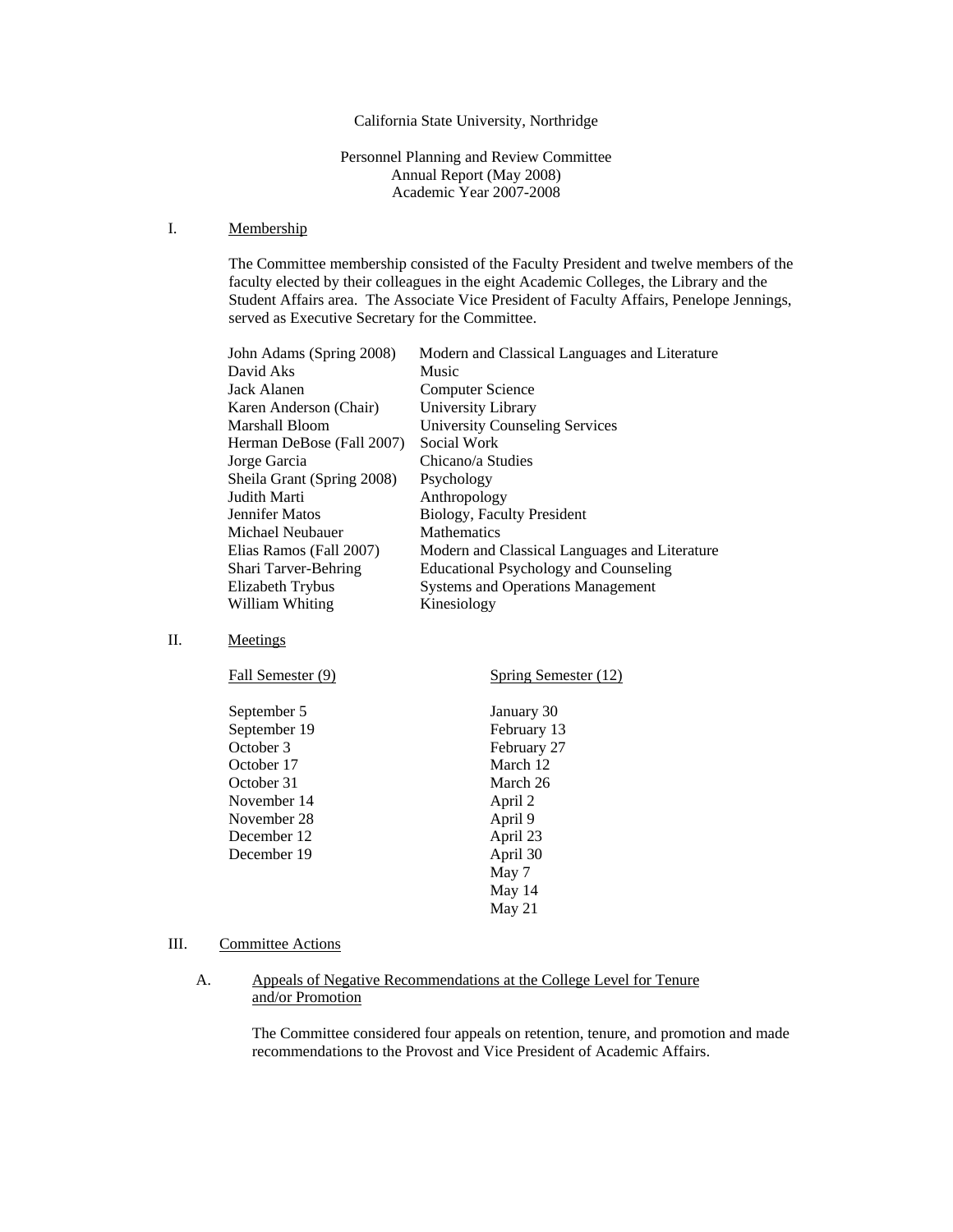California State University, Northridge

Personnel Planning and Review Committee
Annual Report (May 2008)
Academic Year 2007-2008

## I. Membership

The Committee membership consisted of the Faculty President and twelve members of the faculty elected by their colleagues in the eight Academic Colleges, the Library and the Student Affairs area. The Associate Vice President of Faculty Affairs, Penelope Jennings, served as Executive Secretary for the Committee.

| | |
|---|---|
| John Adams (Spring 2008) | Modern and Classical Languages and Literature |
| David Aks | Music |
| Jack Alanen | Computer Science |
| Karen Anderson (Chair) | University Library |
| Marshall Bloom | University Counseling Services |
| Herman DeBose (Fall 2007) | Social Work |
| Jorge Garcia | Chicano/a Studies |
| Sheila Grant (Spring 2008) | Psychology |
| Judith Marti | Anthropology |
| Jennifer Matos | Biology, Faculty President |
| Michael Neubauer | Mathematics |
| Elias Ramos (Fall 2007) | Modern and Classical Languages and Literature |
| Shari Tarver-Behring | Educational Psychology and Counseling |
| Elizabeth Trybus | Systems and Operations Management |
| William Whiting | Kinesiology |

## II. Meetings

| Fall Semester (9) | Spring Semester (12) |
|---|---|
| September 5 | January 30 |
| September 19 | February 13 |
| October 3 | February 27 |
| October 17 | March 12 |
| October 31 | March 26 |
| November 14 | April 2 |
| November 28 | April 9 |
| December 12 | April 23 |
| December 19 | April 30 |
| | May 7 |
| | May 14 |
| | May 21 |

## III. Committee Actions

### A. Appeals of Negative Recommendations at the College Level for Tenure and/or Promotion

The Committee considered four appeals on retention, tenure, and promotion and made recommendations to the Provost and Vice President of Academic Affairs.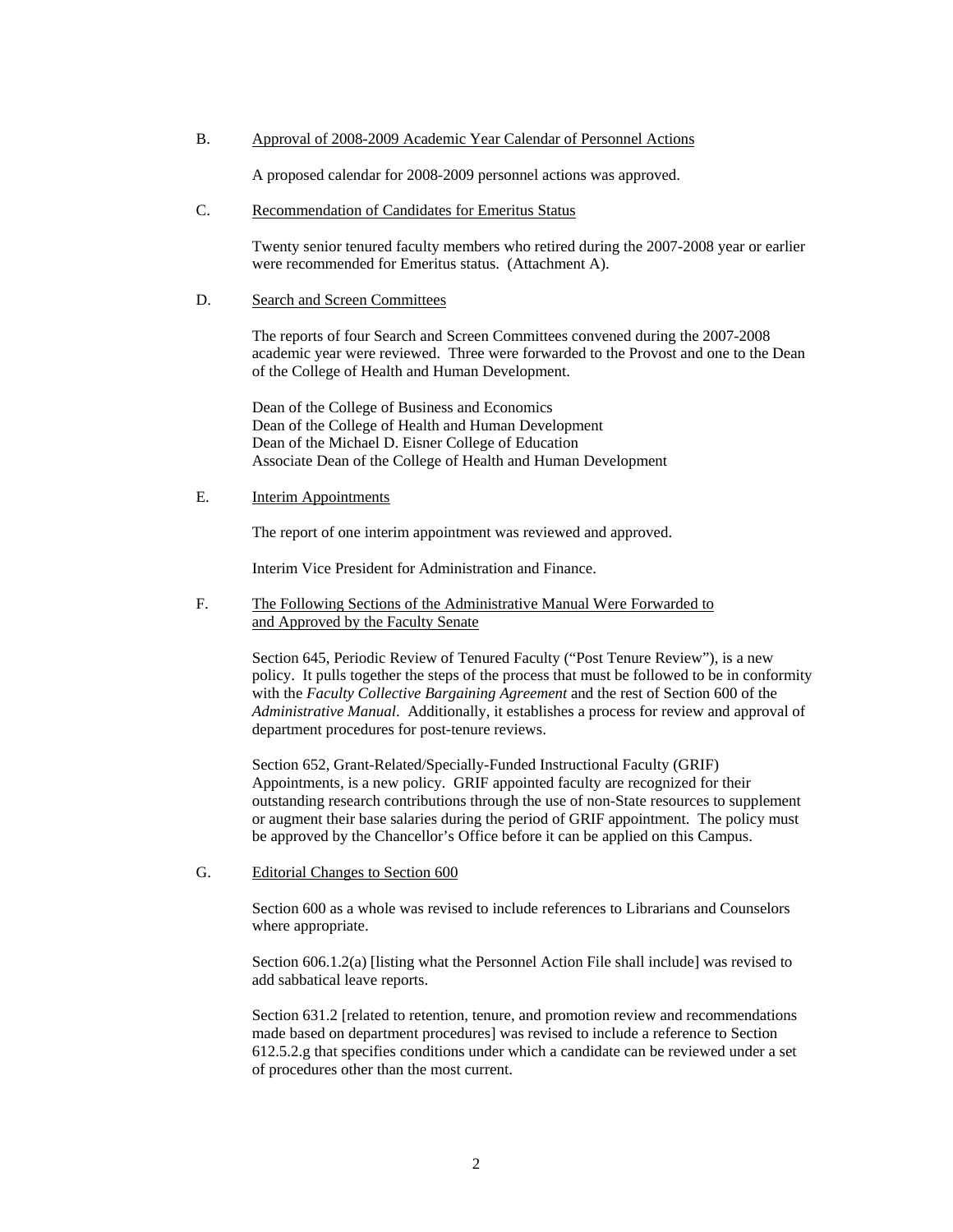B. <u>Approval of 2008-2009 Academic Year Calendar of Personnel Actions</u>

A proposed calendar for 2008-2009 personnel actions was approved.

C. <u>Recommendation of Candidates for Emeritus Status</u>

Twenty senior tenured faculty members who retired during the 2007-2008 year or earlier were recommended for Emeritus status. (Attachment A).

D. <u>Search and Screen Committees</u>

The reports of four Search and Screen Committees convened during the 2007-2008 academic year were reviewed. Three were forwarded to the Provost and one to the Dean of the College of Health and Human Development.

Dean of the College of Business and Economics
Dean of the College of Health and Human Development
Dean of the Michael D. Eisner College of Education
Associate Dean of the College of Health and Human Development

E. <u>Interim Appointments</u>

The report of one interim appointment was reviewed and approved.

Interim Vice President for Administration and Finance.

F. <u>The Following Sections of the Administrative Manual Were Forwarded to and Approved by the Faculty Senate</u>

Section 645, Periodic Review of Tenured Faculty ("Post Tenure Review"), is a new policy. It pulls together the steps of the process that must be followed to be in conformity with the *Faculty Collective Bargaining Agreement* and the rest of Section 600 of the *Administrative Manual*. Additionally, it establishes a process for review and approval of department procedures for post-tenure reviews.

Section 652, Grant-Related/Specially-Funded Instructional Faculty (GRIF) Appointments, is a new policy. GRIF appointed faculty are recognized for their outstanding research contributions through the use of non-State resources to supplement or augment their base salaries during the period of GRIF appointment. The policy must be approved by the Chancellor's Office before it can be applied on this Campus.

G. <u>Editorial Changes to Section 600</u>

Section 600 as a whole was revised to include references to Librarians and Counselors where appropriate.

Section 606.1.2(a) [listing what the Personnel Action File shall include] was revised to add sabbatical leave reports.

Section 631.2 [related to retention, tenure, and promotion review and recommendations made based on department procedures] was revised to include a reference to Section 612.5.2.g that specifies conditions under which a candidate can be reviewed under a set of procedures other than the most current.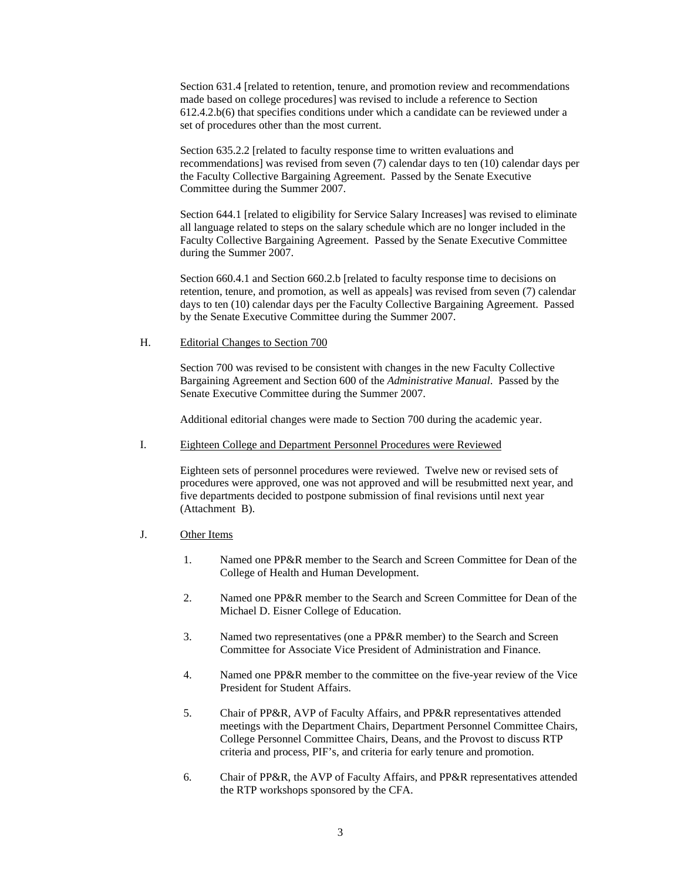Section 631.4 [related to retention, tenure, and promotion review and recommendations made based on college procedures] was revised to include a reference to Section 612.4.2.b(6) that specifies conditions under which a candidate can be reviewed under a set of procedures other than the most current.

Section 635.2.2 [related to faculty response time to written evaluations and recommendations] was revised from seven (7) calendar days to ten (10) calendar days per the Faculty Collective Bargaining Agreement. Passed by the Senate Executive Committee during the Summer 2007.

Section 644.1 [related to eligibility for Service Salary Increases] was revised to eliminate all language related to steps on the salary schedule which are no longer included in the Faculty Collective Bargaining Agreement. Passed by the Senate Executive Committee during the Summer 2007.

Section 660.4.1 and Section 660.2.b [related to faculty response time to decisions on retention, tenure, and promotion, as well as appeals] was revised from seven (7) calendar days to ten (10) calendar days per the Faculty Collective Bargaining Agreement. Passed by the Senate Executive Committee during the Summer 2007.

H. Editorial Changes to Section 700

Section 700 was revised to be consistent with changes in the new Faculty Collective Bargaining Agreement and Section 600 of the *Administrative Manual*. Passed by the Senate Executive Committee during the Summer 2007.

Additional editorial changes were made to Section 700 during the academic year.

I. Eighteen College and Department Personnel Procedures were Reviewed

Eighteen sets of personnel procedures were reviewed. Twelve new or revised sets of procedures were approved, one was not approved and will be resubmitted next year, and five departments decided to postpone submission of final revisions until next year (Attachment B).

J. Other Items

1. Named one PP&R member to the Search and Screen Committee for Dean of the College of Health and Human Development.
2. Named one PP&R member to the Search and Screen Committee for Dean of the Michael D. Eisner College of Education.
3. Named two representatives (one a PP&R member) to the Search and Screen Committee for Associate Vice President of Administration and Finance.
4. Named one PP&R member to the committee on the five-year review of the Vice President for Student Affairs.
5. Chair of PP&R, AVP of Faculty Affairs, and PP&R representatives attended meetings with the Department Chairs, Department Personnel Committee Chairs, College Personnel Committee Chairs, Deans, and the Provost to discuss RTP criteria and process, PIF's, and criteria for early tenure and promotion.
6. Chair of PP&R, the AVP of Faculty Affairs, and PP&R representatives attended the RTP workshops sponsored by the CFA.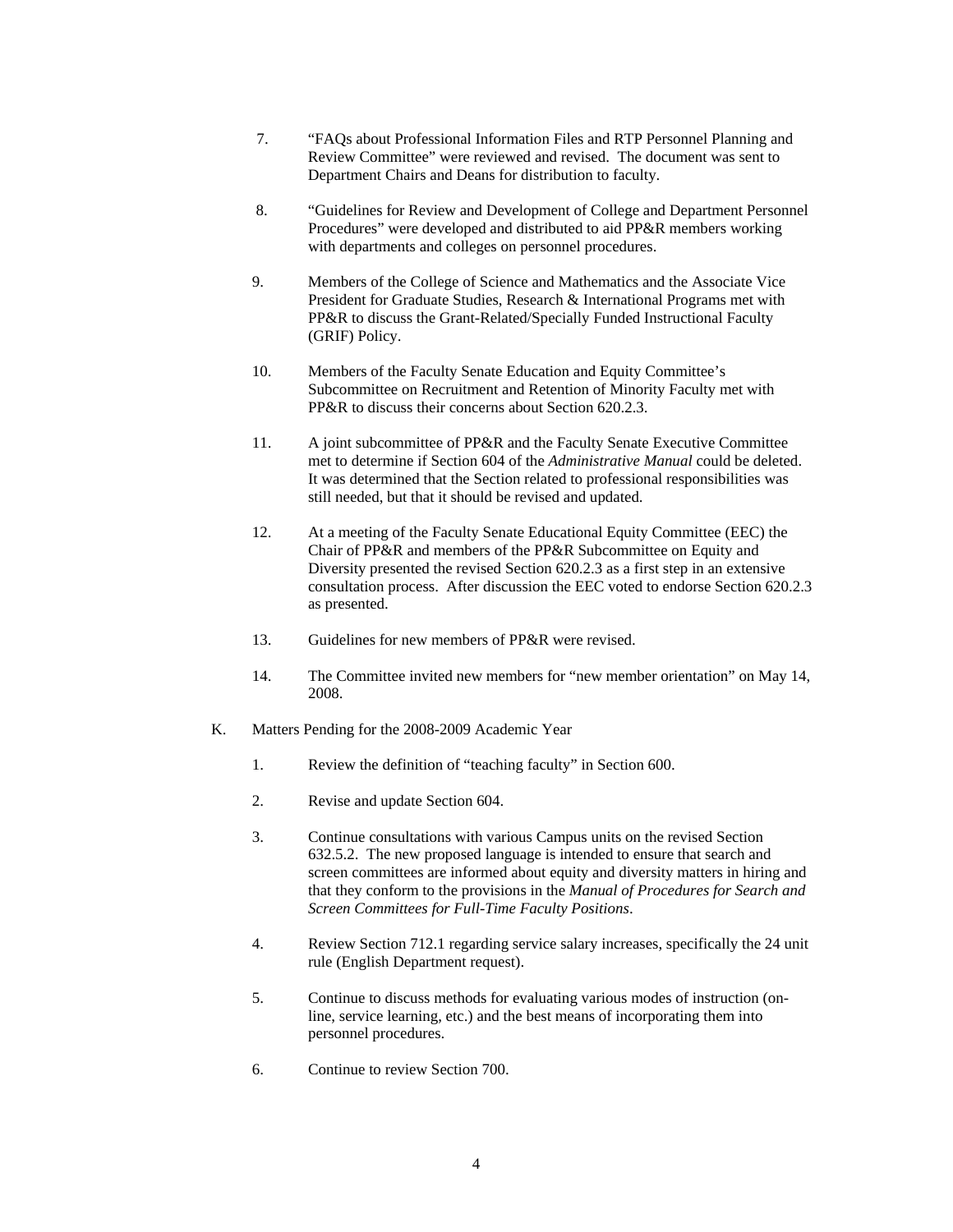7. "FAQs about Professional Information Files and RTP Personnel Planning and Review Committee" were reviewed and revised. The document was sent to Department Chairs and Deans for distribution to faculty.

8. "Guidelines for Review and Development of College and Department Personnel Procedures" were developed and distributed to aid PP&R members working with departments and colleges on personnel procedures.

9. Members of the College of Science and Mathematics and the Associate Vice President for Graduate Studies, Research & International Programs met with PP&R to discuss the Grant-Related/Specially Funded Instructional Faculty (GRIF) Policy.

10. Members of the Faculty Senate Education and Equity Committee's Subcommittee on Recruitment and Retention of Minority Faculty met with PP&R to discuss their concerns about Section 620.2.3.

11. A joint subcommittee of PP&R and the Faculty Senate Executive Committee met to determine if Section 604 of the *Administrative Manual* could be deleted. It was determined that the Section related to professional responsibilities was still needed, but that it should be revised and updated.

12. At a meeting of the Faculty Senate Educational Equity Committee (EEC) the Chair of PP&R and members of the PP&R Subcommittee on Equity and Diversity presented the revised Section 620.2.3 as a first step in an extensive consultation process. After discussion the EEC voted to endorse Section 620.2.3 as presented.

13. Guidelines for new members of PP&R were revised.

14. The Committee invited new members for "new member orientation" on May 14, 2008.

K. Matters Pending for the 2008-2009 Academic Year

1. Review the definition of "teaching faculty" in Section 600.

2. Revise and update Section 604.

3. Continue consultations with various Campus units on the revised Section 632.5.2. The new proposed language is intended to ensure that search and screen committees are informed about equity and diversity matters in hiring and that they conform to the provisions in the *Manual of Procedures for Search and Screen Committees for Full-Time Faculty Positions*.

4. Review Section 712.1 regarding service salary increases, specifically the 24 unit rule (English Department request).

5. Continue to discuss methods for evaluating various modes of instruction (on-line, service learning, etc.) and the best means of incorporating them into personnel procedures.

6. Continue to review Section 700.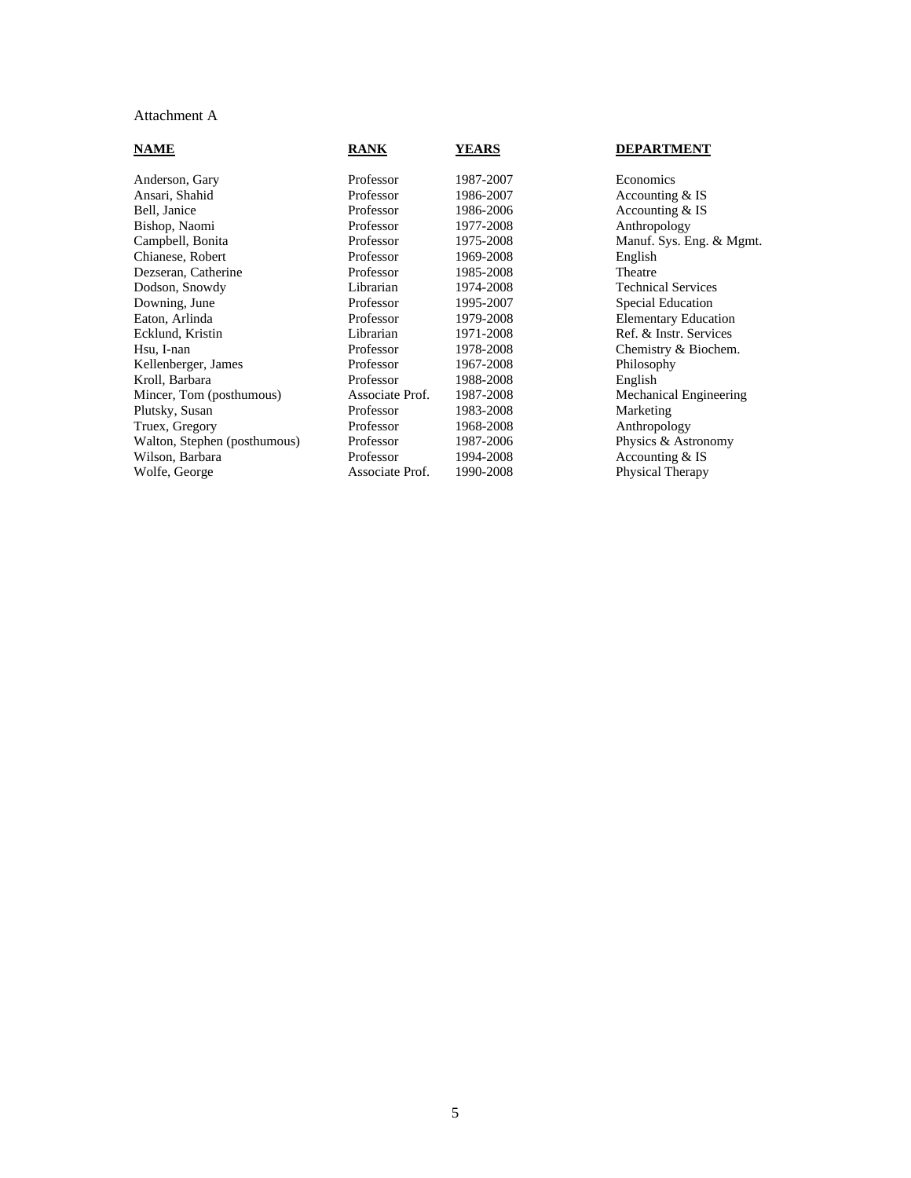Attachment A

| NAME | RANK | YEARS | DEPARTMENT |
|---|---|---|---|
| Anderson, Gary | Professor | 1987-2007 | Economics |
| Ansari, Shahid | Professor | 1986-2007 | Accounting & IS |
| Bell, Janice | Professor | 1986-2006 | Accounting & IS |
| Bishop, Naomi | Professor | 1977-2008 | Anthropology |
| Campbell, Bonita | Professor | 1975-2008 | Manuf. Sys. Eng. & Mgmt. |
| Chianese, Robert | Professor | 1969-2008 | English |
| Dezseran, Catherine | Professor | 1985-2008 | Theatre |
| Dodson, Snowdy | Librarian | 1974-2008 | Technical Services |
| Downing, June | Professor | 1995-2007 | Special Education |
| Eaton, Arlinda | Professor | 1979-2008 | Elementary Education |
| Ecklund, Kristin | Librarian | 1971-2008 | Ref. & Instr. Services |
| Hsu, I-nan | Professor | 1978-2008 | Chemistry & Biochem. |
| Kellenberger, James | Professor | 1967-2008 | Philosophy |
| Kroll, Barbara | Professor | 1988-2008 | English |
| Mincer, Tom (posthumous) | Associate Prof. | 1987-2008 | Mechanical Engineering |
| Plutsky, Susan | Professor | 1983-2008 | Marketing |
| Truex, Gregory | Professor | 1968-2008 | Anthropology |
| Walton, Stephen (posthumous) | Professor | 1987-2006 | Physics & Astronomy |
| Wilson, Barbara | Professor | 1994-2008 | Accounting & IS |
| Wolfe, George | Associate Prof. | 1990-2008 | Physical Therapy |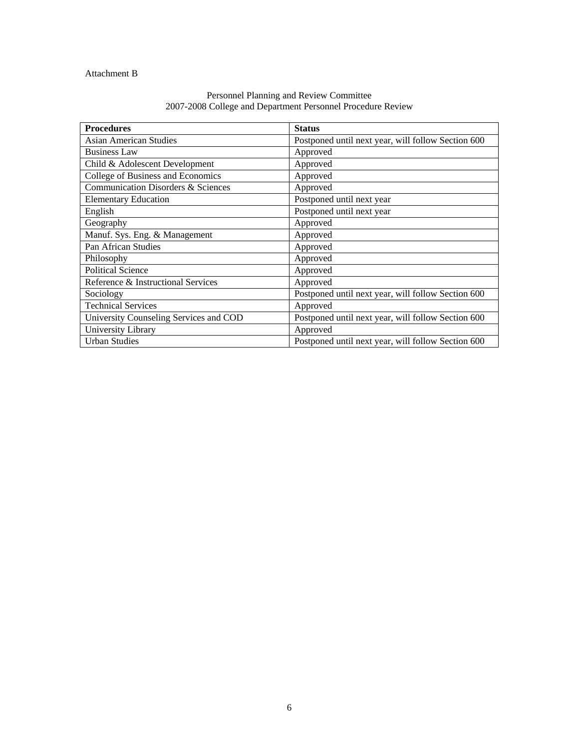Attachment B

Personnel Planning and Review Committee
2007-2008 College and Department Personnel Procedure Review

| **Procedures** | **Status** |
|---|---|
| Asian American Studies | Postponed until next year, will follow Section 600 |
| Business Law | Approved |
| Child & Adolescent Development | Approved |
| College of Business and Economics | Approved |
| Communication Disorders & Sciences | Approved |
| Elementary Education | Postponed until next year |
| English | Postponed until next year |
| Geography | Approved |
| Manuf. Sys. Eng. & Management | Approved |
| Pan African Studies | Approved |
| Philosophy | Approved |
| Political Science | Approved |
| Reference & Instructional Services | Approved |
| Sociology | Postponed until next year, will follow Section 600 |
| Technical Services | Approved |
| University Counseling Services and COD | Postponed until next year, will follow Section 600 |
| University Library | Approved |
| Urban Studies | Postponed until next year, will follow Section 600 |